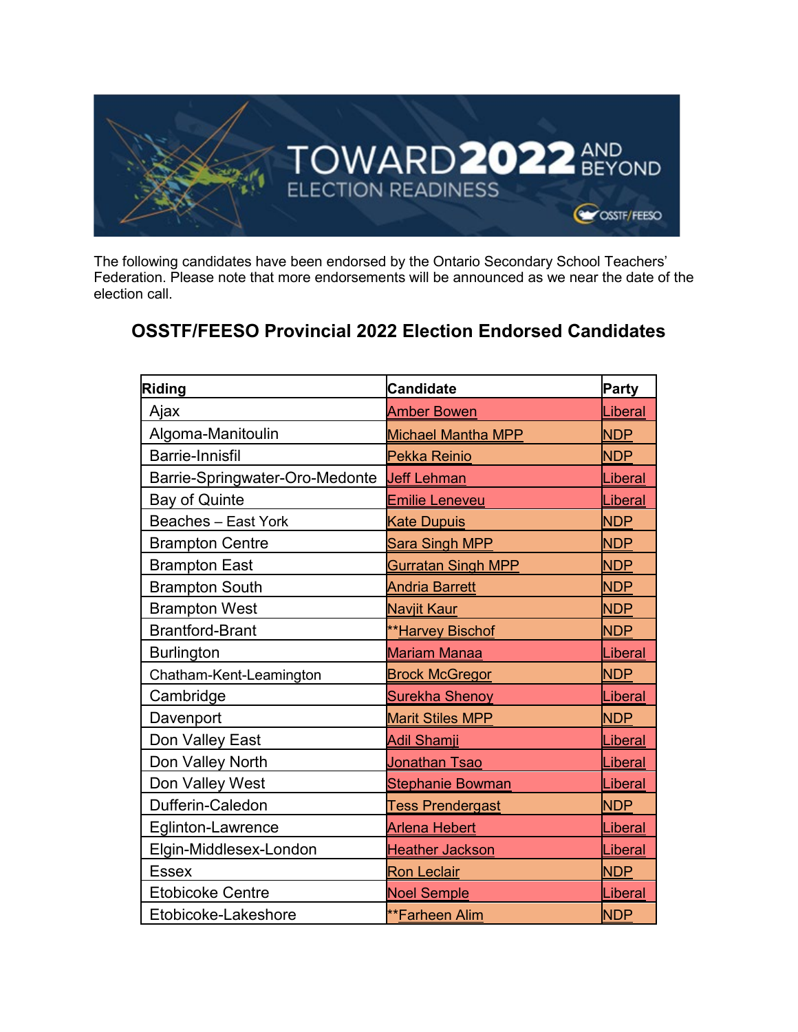The following candidates have been endorsed by the Ontario Secondary School Teachers' Federation. Please note that more endorsements will be announced as we near the date of the election call.

## OSSTF/FEESO Provincial 2022 Election Endorsed Candidates

| Riding | Candidate | Party |
|---|---|---|
| Ajax | Amber Bowen | Liberal |
| Algoma-Manitoulin | Michael Mantha MPP | NDP |
| Barrie-Innisfil | Pekka Reinio | NDP |
| Barrie-Springwater-Oro-Medonte | Jeff Lehman | Liberal |
| Bay of Quinte | Emilie Leneveu | Liberal |
| Beaches – East York | Kate Dupuis | NDP |
| Brampton Centre | Sara Singh MPP | NDP |
| Brampton East | Gurratan Singh MPP | NDP |
| Brampton South | Andria Barrett | NDP |
| Brampton West | Navjit Kaur | NDP |
| Brantford-Brant | **Harvey Bischof | NDP |
| Burlington | Mariam Manaa | Liberal |
| Chatham-Kent-Leamington | Brock McGregor | NDP |
| Cambridge | Surekha Shenoy | Liberal |
| Davenport | Marit Stiles MPP | NDP |
| Don Valley East | Adil Shamji | Liberal |
| Don Valley North | Jonathan Tsao | Liberal |
| Don Valley West | Stephanie Bowman | Liberal |
| Dufferin-Caledon | Tess Prendergast | NDP |
| Eglinton-Lawrence | Arlena Hebert | Liberal |
| Elgin-Middlesex-London | Heather Jackson | Liberal |
| Essex | Ron Leclair | NDP |
| Etobicoke Centre | Noel Semple | Liberal |
| Etobicoke-Lakeshore | **Farheen Alim | NDP |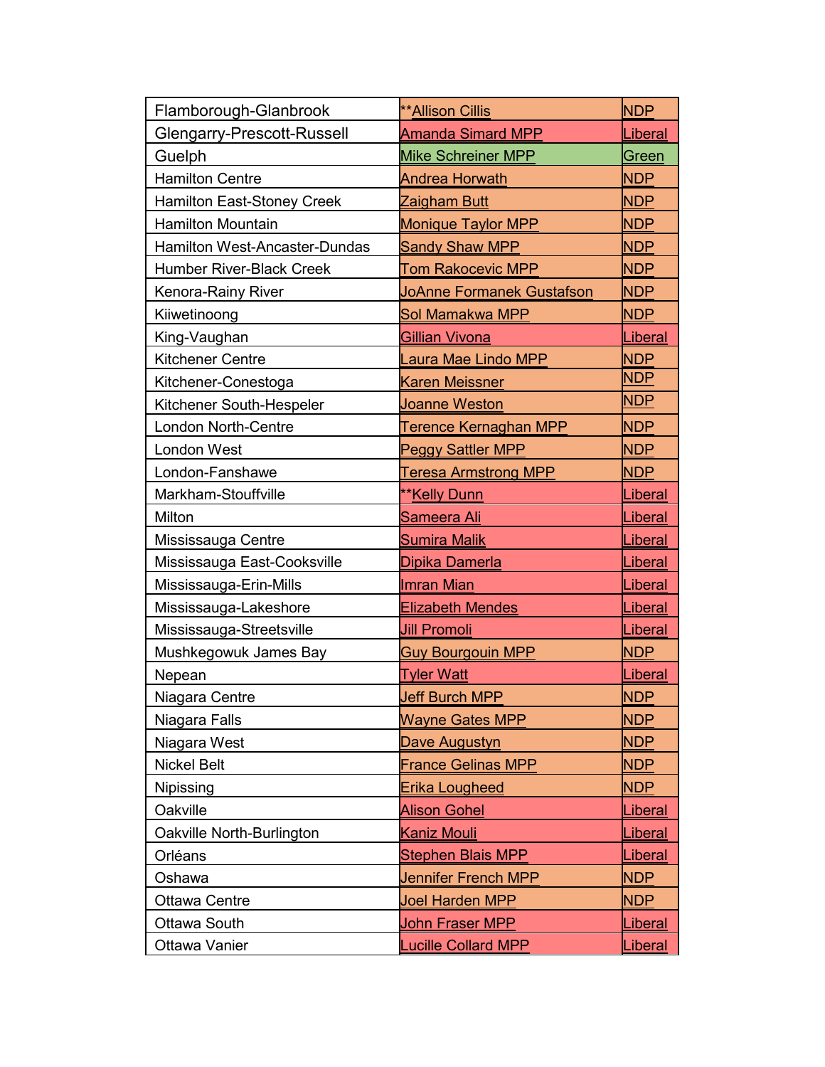| Flamborough-Glanbrook | **Allison Cillis | NDP |
|---|---|---|
| Glengarry-Prescott-Russell | Amanda Simard MPP | Liberal |
| Guelph | Mike Schreiner MPP | Green |
| Hamilton Centre | Andrea Horwath | NDP |
| Hamilton East-Stoney Creek | Zaigham Butt | NDP |
| Hamilton Mountain | Monique Taylor MPP | NDP |
| Hamilton West-Ancaster-Dundas | Sandy Shaw MPP | NDP |
| Humber River-Black Creek | Tom Rakocevic MPP | NDP |
| Kenora-Rainy River | JoAnne Formanek Gustafson | NDP |
| Kiiwetinoong | Sol Mamakwa MPP | NDP |
| King-Vaughan | Gillian Vivona | Liberal |
| Kitchener Centre | Laura Mae Lindo MPP | NDP |
| Kitchener-Conestoga | Karen Meissner | NDP |
| Kitchener South-Hespeler | Joanne Weston | NDP |
| London North-Centre | Terence Kernaghan MPP | NDP |
| London West | Peggy Sattler MPP | NDP |
| London-Fanshawe | Teresa Armstrong MPP | NDP |
| Markham-Stouffville | **Kelly Dunn | Liberal |
| Milton | Sameera Ali | Liberal |
| Mississauga Centre | Sumira Malik | Liberal |
| Mississauga East-Cooksville | Dipika Damerla | Liberal |
| Mississauga-Erin-Mills | Imran Mian | Liberal |
| Mississauga-Lakeshore | Elizabeth Mendes | Liberal |
| Mississauga-Streetsville | Jill Promoli | Liberal |
| Mushkegowuk James Bay | Guy Bourgouin MPP | NDP |
| Nepean | Tyler Watt | Liberal |
| Niagara Centre | Jeff Burch MPP | NDP |
| Niagara Falls | Wayne Gates MPP | NDP |
| Niagara West | Dave Augustyn | NDP |
| Nickel Belt | France Gelinas MPP | NDP |
| Nipissing | Erika Lougheed | NDP |
| Oakville | Alison Gohel | Liberal |
| Oakville North-Burlington | Kaniz Mouli | Liberal |
| Orléans | Stephen Blais MPP | Liberal |
| Oshawa | Jennifer French MPP | NDP |
| Ottawa Centre | Joel Harden MPP | NDP |
| Ottawa South | John Fraser MPP | Liberal |
| Ottawa Vanier | Lucille Collard MPP | Liberal |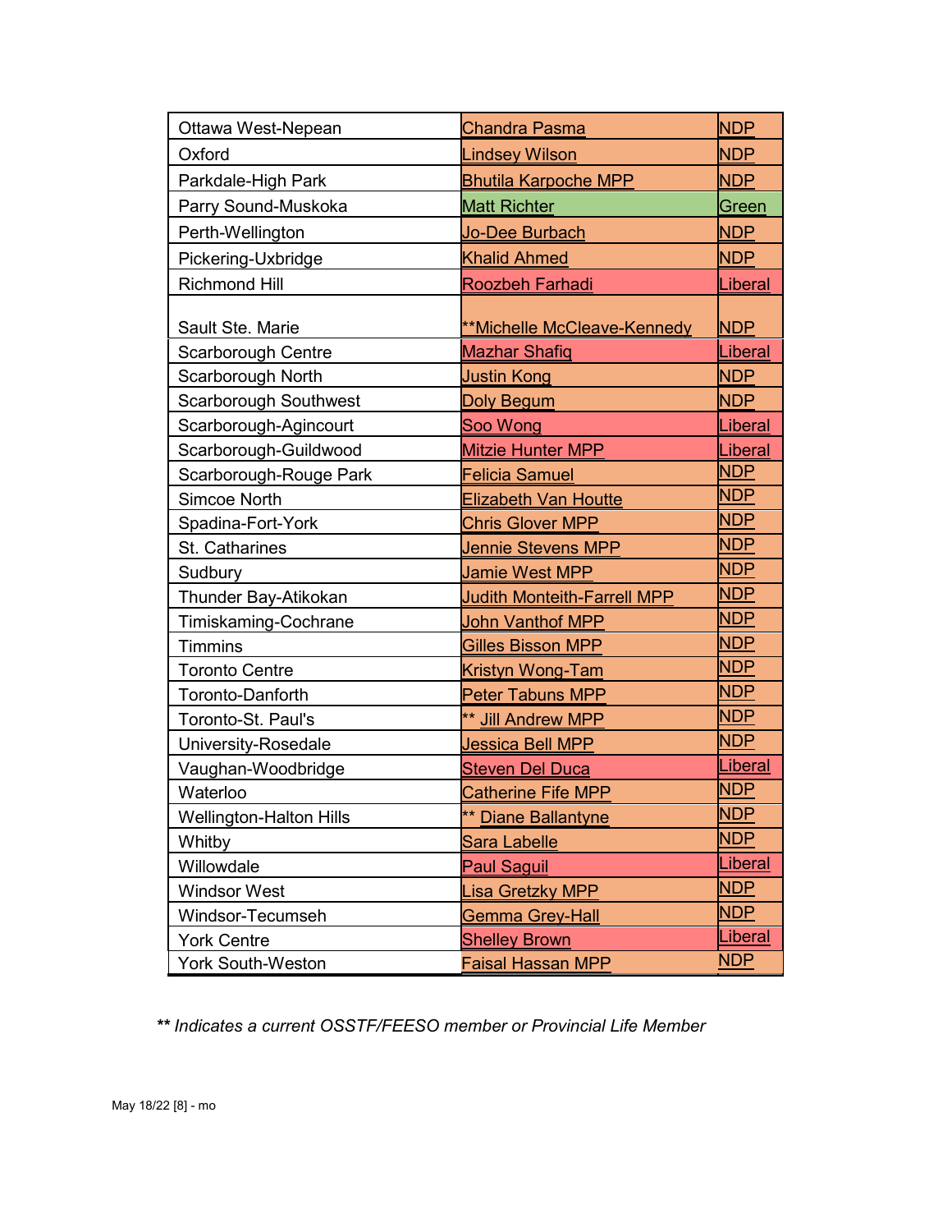| | | |
|---|---|---|
| Ottawa West-Nepean | Chandra Pasma | NDP |
| Oxford | Lindsey Wilson | NDP |
| Parkdale-High Park | Bhutila Karpoche MPP | NDP |
| Parry Sound-Muskoka | Matt Richter | Green |
| Perth-Wellington | Jo-Dee Burbach | NDP |
| Pickering-Uxbridge | Khalid Ahmed | NDP |
| Richmond Hill | Roozbeh Farhadi | Liberal |
| Sault Ste. Marie | **Michelle McCleave-Kennedy | NDP |
| Scarborough Centre | Mazhar Shafiq | Liberal |
| Scarborough North | Justin Kong | NDP |
| Scarborough Southwest | Doly Begum | NDP |
| Scarborough-Agincourt | Soo Wong | Liberal |
| Scarborough-Guildwood | Mitzie Hunter MPP | Liberal |
| Scarborough-Rouge Park | Felicia Samuel | NDP |
| Simcoe North | Elizabeth Van Houtte | NDP |
| Spadina-Fort-York | Chris Glover MPP | NDP |
| St. Catharines | Jennie Stevens MPP | NDP |
| Sudbury | Jamie West MPP | NDP |
| Thunder Bay-Atikokan | Judith Monteith-Farrell MPP | NDP |
| Timiskaming-Cochrane | John Vanthof MPP | NDP |
| Timmins | Gilles Bisson MPP | NDP |
| Toronto Centre | Kristyn Wong-Tam | NDP |
| Toronto-Danforth | Peter Tabuns MPP | NDP |
| Toronto-St. Paul's | ** Jill Andrew MPP | NDP |
| University-Rosedale | Jessica Bell MPP | NDP |
| Vaughan-Woodbridge | Steven Del Duca | Liberal |
| Waterloo | Catherine Fife MPP | NDP |
| Wellington-Halton Hills | ** Diane Ballantyne | NDP |
| Whitby | Sara Labelle | NDP |
| Willowdale | Paul Saguil | Liberal |
| Windsor West | Lisa Gretzky MPP | NDP |
| Windsor-Tecumseh | Gemma Grey-Hall | NDP |
| York Centre | Shelley Brown | Liberal |
| York South-Weston | Faisal Hassan MPP | NDP |

***\*\* Indicates a current OSSTF/FEESO member or Provincial Life Member***

May 18/22 [8] - mo